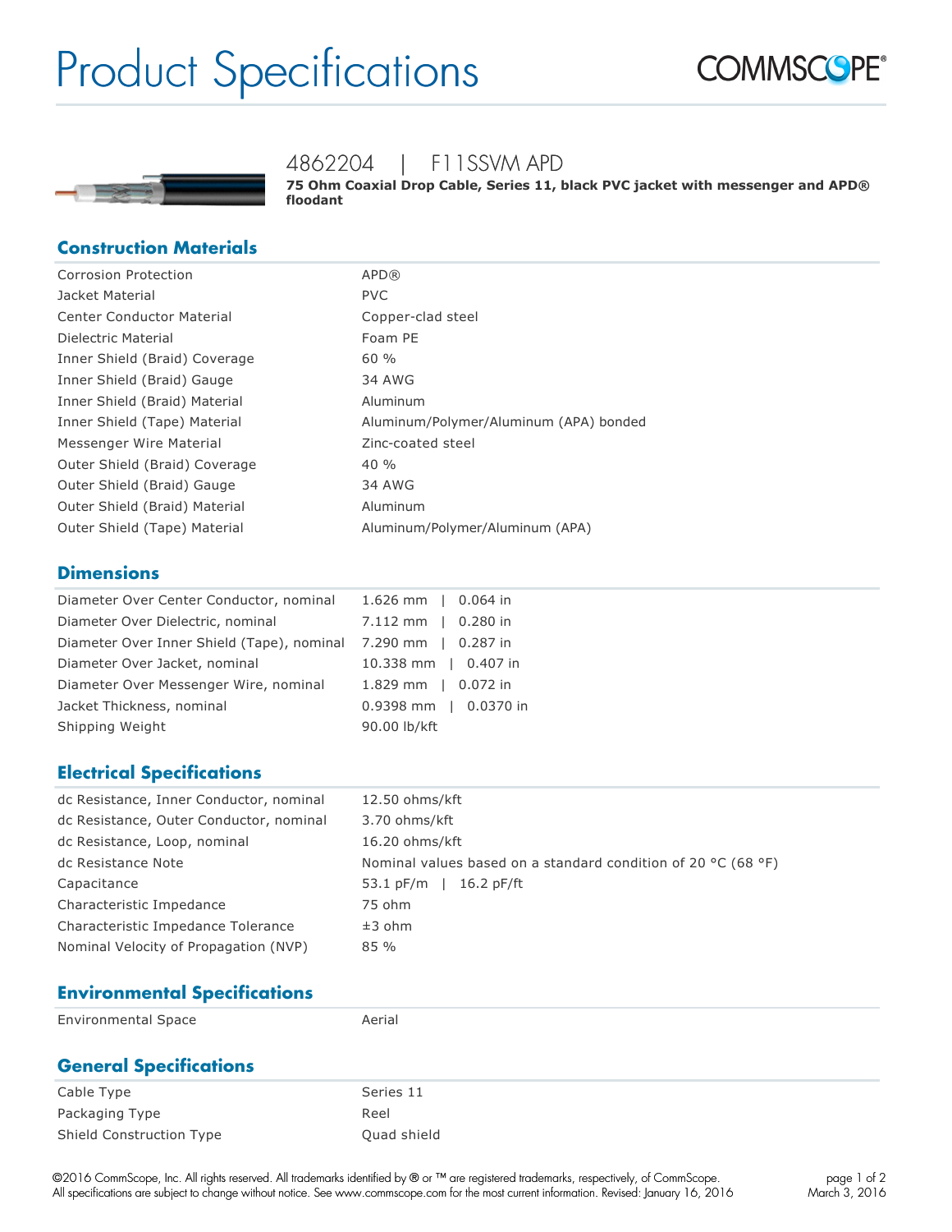# Product Specifications

COMMSCOPE®

## 4862204 | F11SSVM APD

**75 Ohm Coaxial Drop Cable, Series 11, black PVC jacket with messenger and APD® floodant**

## Construction Materials

| | |
|---|---|
| Corrosion Protection | APD® |
| Jacket Material | PVC |
| Center Conductor Material | Copper-clad steel |
| Dielectric Material | Foam PE |
| Inner Shield (Braid) Coverage | 60 % |
| Inner Shield (Braid) Gauge | 34 AWG |
| Inner Shield (Braid) Material | Aluminum |
| Inner Shield (Tape) Material | Aluminum/Polymer/Aluminum (APA) bonded |
| Messenger Wire Material | Zinc-coated steel |
| Outer Shield (Braid) Coverage | 40 % |
| Outer Shield (Braid) Gauge | 34 AWG |
| Outer Shield (Braid) Material | Aluminum |
| Outer Shield (Tape) Material | Aluminum/Polymer/Aluminum (APA) |

## Dimensions

| | |
|---|---|
| Diameter Over Center Conductor, nominal | 1.626 mm \| 0.064 in |
| Diameter Over Dielectric, nominal | 7.112 mm \| 0.280 in |
| Diameter Over Inner Shield (Tape), nominal | 7.290 mm \| 0.287 in |
| Diameter Over Jacket, nominal | 10.338 mm \| 0.407 in |
| Diameter Over Messenger Wire, nominal | 1.829 mm \| 0.072 in |
| Jacket Thickness, nominal | 0.9398 mm \| 0.0370 in |
| Shipping Weight | 90.00 lb/kft |

## Electrical Specifications

| | |
|---|---|
| dc Resistance, Inner Conductor, nominal | 12.50 ohms/kft |
| dc Resistance, Outer Conductor, nominal | 3.70 ohms/kft |
| dc Resistance, Loop, nominal | 16.20 ohms/kft |
| dc Resistance Note | Nominal values based on a standard condition of 20 °C (68 °F) |
| Capacitance | 53.1 pF/m \| 16.2 pF/ft |
| Characteristic Impedance | 75 ohm |
| Characteristic Impedance Tolerance | ±3 ohm |
| Nominal Velocity of Propagation (NVP) | 85 % |

## Environmental Specifications

| | |
|---|---|
| Environmental Space | Aerial |

## General Specifications

| | |
|---|---|
| Cable Type | Series 11 |
| Packaging Type | Reel |
| Shield Construction Type | Quad shield |

©2016 CommScope, Inc. All rights reserved. All trademarks identified by ® or ™ are registered trademarks, respectively, of CommScope. All specifications are subject to change without notice. See www.commscope.com for the most current information. Revised: January 16, 2016

March 3, 2016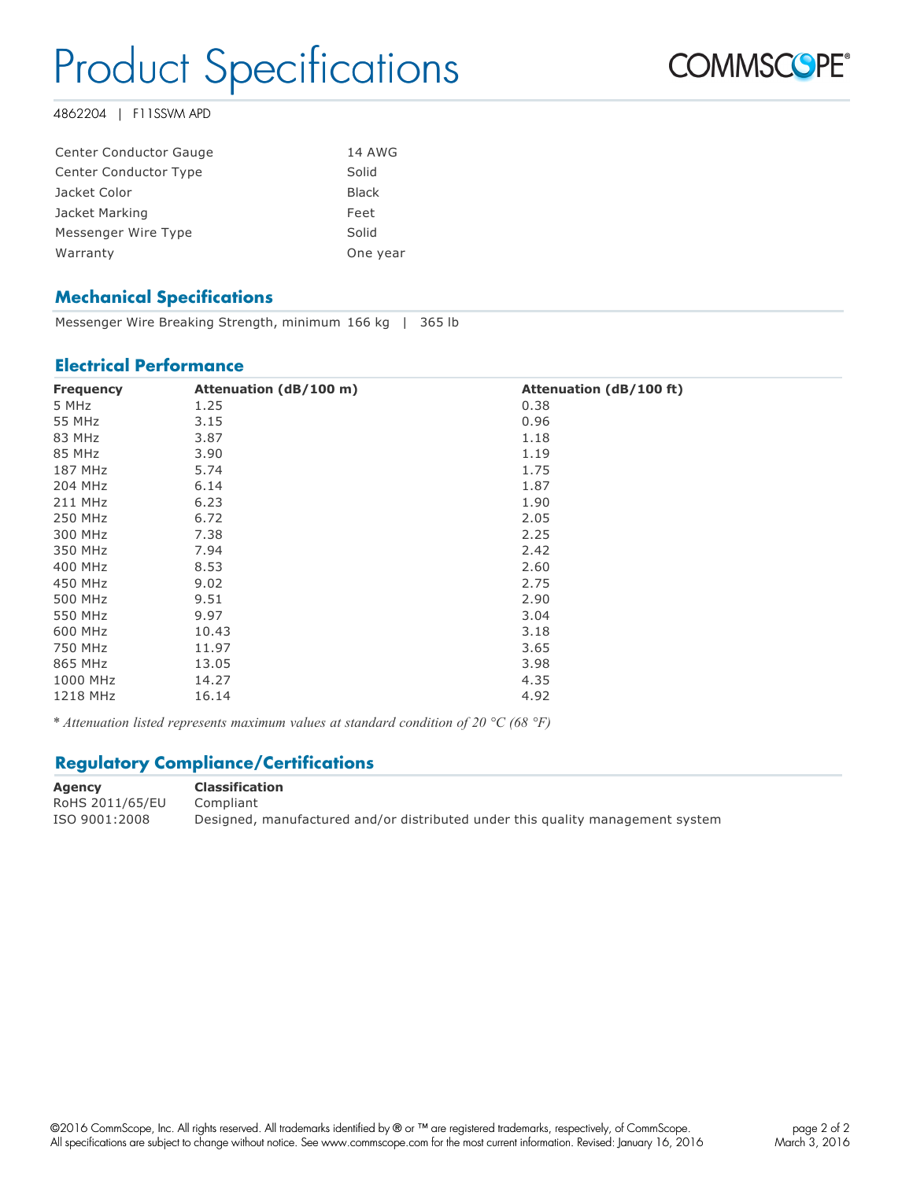# Product Specifications

4862204 | F11SSVM APD

| | |
|---|---|
| Center Conductor Gauge | 14 AWG |
| Center Conductor Type | Solid |
| Jacket Color | Black |
| Jacket Marking | Feet |
| Messenger Wire Type | Solid |
| Warranty | One year |

## Mechanical Specifications

Messenger Wire Breaking Strength, minimum 166 kg | 365 lb

## Electrical Performance

| Frequency | Attenuation (dB/100 m) | Attenuation (dB/100 ft) |
|---|---|---|
| 5 MHz | 1.25 | 0.38 |
| 55 MHz | 3.15 | 0.96 |
| 83 MHz | 3.87 | 1.18 |
| 85 MHz | 3.90 | 1.19 |
| 187 MHz | 5.74 | 1.75 |
| 204 MHz | 6.14 | 1.87 |
| 211 MHz | 6.23 | 1.90 |
| 250 MHz | 6.72 | 2.05 |
| 300 MHz | 7.38 | 2.25 |
| 350 MHz | 7.94 | 2.42 |
| 400 MHz | 8.53 | 2.60 |
| 450 MHz | 9.02 | 2.75 |
| 500 MHz | 9.51 | 2.90 |
| 550 MHz | 9.97 | 3.04 |
| 600 MHz | 10.43 | 3.18 |
| 750 MHz | 11.97 | 3.65 |
| 865 MHz | 13.05 | 3.98 |
| 1000 MHz | 14.27 | 4.35 |
| 1218 MHz | 16.14 | 4.92 |

*\* Attenuation listed represents maximum values at standard condition of 20 °C (68 °F)*

## Regulatory Compliance/Certifications

| Agency | Classification |
|---|---|
| RoHS 2011/65/EU | Compliant |
| ISO 9001:2008 | Designed, manufactured and/or distributed under this quality management system |

©2016 CommScope, Inc. All rights reserved. All trademarks identified by ® or ™ are registered trademarks, respectively, of CommScope.
All specifications are subject to change without notice. See www.commscope.com for the most current information. Revised: January 16, 2016

March 3, 2016